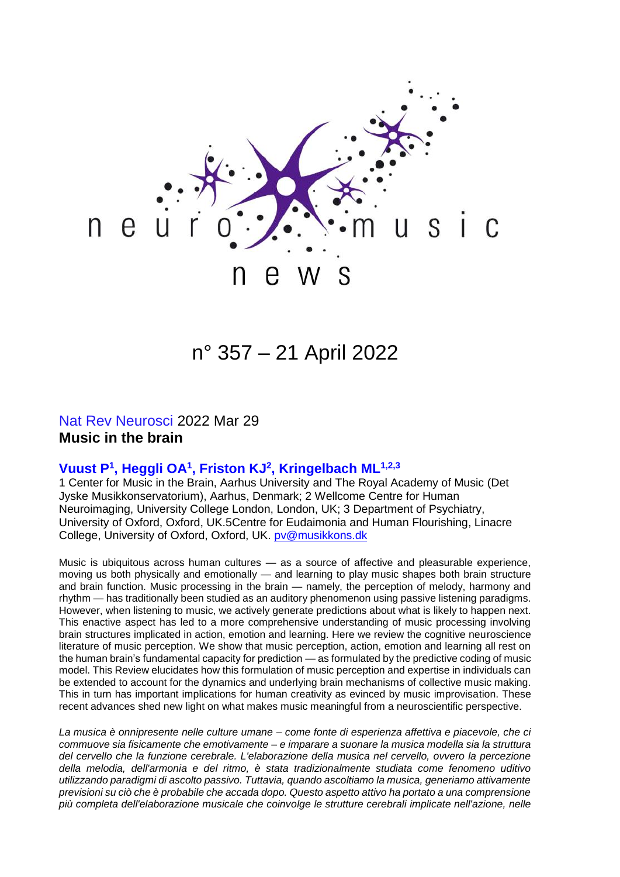# neuro music news

## n° 357 – 21 April 2022

Nat Rev Neurosci 2022 Mar 29

**Music in the brain**

**Vuust P[1], Heggli OA[1], Friston KJ[2], Kringelbach ML[1,2,3]**

1 Center for Music in the Brain, Aarhus University and The Royal Academy of Music (Det Jyske Musikkonservatorium), Aarhus, Denmark; 2 Wellcome Centre for Human Neuroimaging, University College London, London, UK; 3 Department of Psychiatry, University of Oxford, Oxford, UK.5Centre for Eudaimonia and Human Flourishing, Linacre College, University of Oxford, Oxford, UK. pv@musikkons.dk

Music is ubiquitous across human cultures — as a source of affective and pleasurable experience, moving us both physically and emotionally — and learning to play music shapes both brain structure and brain function. Music processing in the brain — namely, the perception of melody, harmony and rhythm — has traditionally been studied as an auditory phenomenon using passive listening paradigms. However, when listening to music, we actively generate predictions about what is likely to happen next. This enactive aspect has led to a more comprehensive understanding of music processing involving brain structures implicated in action, emotion and learning. Here we review the cognitive neuroscience literature of music perception. We show that music perception, action, emotion and learning all rest on the human brain's fundamental capacity for prediction — as formulated by the predictive coding of music model. This Review elucidates how this formulation of music perception and expertise in individuals can be extended to account for the dynamics and underlying brain mechanisms of collective music making. This in turn has important implications for human creativity as evinced by music improvisation. These recent advances shed new light on what makes music meaningful from a neuroscientific perspective.

*La musica è onnipresente nelle culture umane – come fonte di esperienza affettiva e piacevole, che ci commuove sia fisicamente che emotivamente – e imparare a suonare la musica modella sia la struttura del cervello che la funzione cerebrale. L'elaborazione della musica nel cervello, ovvero la percezione della melodia, dell'armonia e del ritmo, è stata tradizionalmente studiata come fenomeno uditivo utilizzando paradigmi di ascolto passivo. Tuttavia, quando ascoltiamo la musica, generiamo attivamente previsioni su ciò che è probabile che accada dopo. Questo aspetto attivo ha portato a una comprensione più completa dell'elaborazione musicale che coinvolge le strutture cerebrali implicate nell'azione, nelle*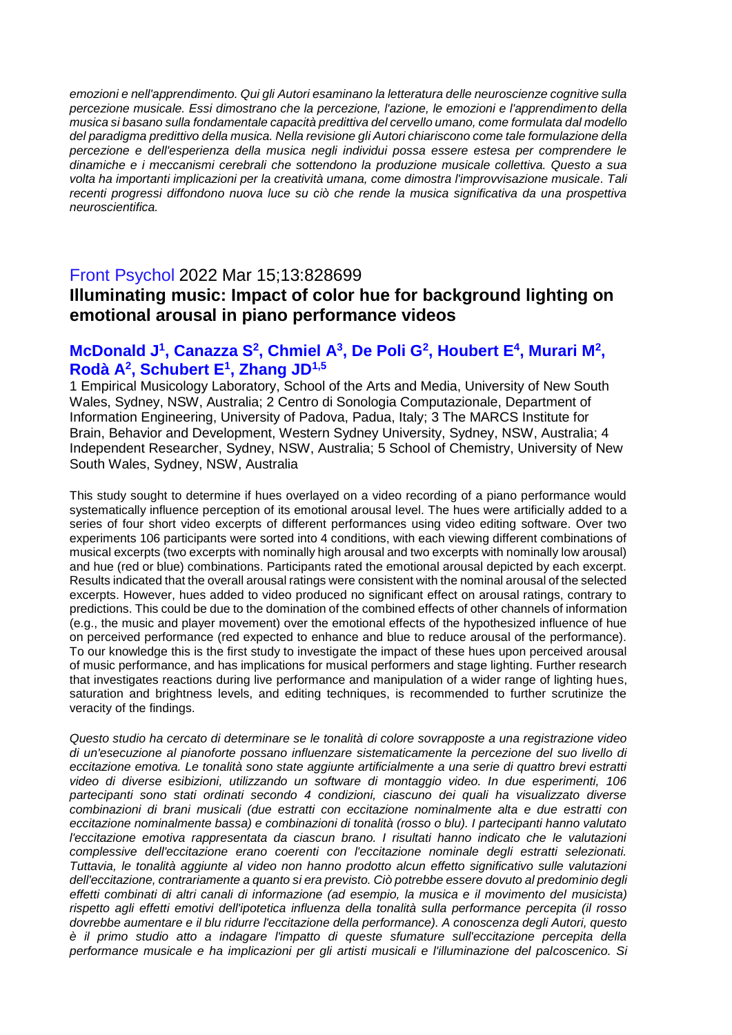*emozioni e nell'apprendimento. Qui gli Autori esaminano la letteratura delle neuroscienze cognitive sulla percezione musicale. Essi dimostrano che la percezione, l'azione, le emozioni e l'apprendimento della musica si basano sulla fondamentale capacità predittiva del cervello umano, come formulata dal modello del paradigma predittivo della musica. Nella revisione gli Autori chiariscono come tale formulazione della percezione e dell'esperienza della musica negli individui possa essere estesa per comprendere le dinamiche e i meccanismi cerebrali che sottendono la produzione musicale collettiva. Questo a sua volta ha importanti implicazioni per la creatività umana, come dimostra l'improvvisazione musicale. Tali recenti progressi diffondono nuova luce su ciò che rende la musica significativa da una prospettiva neuroscientifica.*

Front Psychol 2022 Mar 15;13:828699

## Illuminating music: Impact of color hue for background lighting on emotional arousal in piano performance videos

**McDonald J[1], Canazza S[2], Chmiel A[3], De Poli G[2], Houbert E[4], Murari M[2], Rodà A[2], Schubert E[1], Zhang JD[1,5]**

1 Empirical Musicology Laboratory, School of the Arts and Media, University of New South Wales, Sydney, NSW, Australia; 2 Centro di Sonologia Computazionale, Department of Information Engineering, University of Padova, Padua, Italy; 3 The MARCS Institute for Brain, Behavior and Development, Western Sydney University, Sydney, NSW, Australia; 4 Independent Researcher, Sydney, NSW, Australia; 5 School of Chemistry, University of New South Wales, Sydney, NSW, Australia

This study sought to determine if hues overlayed on a video recording of a piano performance would systematically influence perception of its emotional arousal level. The hues were artificially added to a series of four short video excerpts of different performances using video editing software. Over two experiments 106 participants were sorted into 4 conditions, with each viewing different combinations of musical excerpts (two excerpts with nominally high arousal and two excerpts with nominally low arousal) and hue (red or blue) combinations. Participants rated the emotional arousal depicted by each excerpt. Results indicated that the overall arousal ratings were consistent with the nominal arousal of the selected excerpts. However, hues added to video produced no significant effect on arousal ratings, contrary to predictions. This could be due to the domination of the combined effects of other channels of information (e.g., the music and player movement) over the emotional effects of the hypothesized influence of hue on perceived performance (red expected to enhance and blue to reduce arousal of the performance). To our knowledge this is the first study to investigate the impact of these hues upon perceived arousal of music performance, and has implications for musical performers and stage lighting. Further research that investigates reactions during live performance and manipulation of a wider range of lighting hues, saturation and brightness levels, and editing techniques, is recommended to further scrutinize the veracity of the findings.

*Questo studio ha cercato di determinare se le tonalità di colore sovrapposte a una registrazione video di un'esecuzione al pianoforte possano influenzare sistematicamente la percezione del suo livello di eccitazione emotiva. Le tonalità sono state aggiunte artificialmente a una serie di quattro brevi estratti video di diverse esibizioni, utilizzando un software di montaggio video. In due esperimenti, 106 partecipanti sono stati ordinati secondo 4 condizioni, ciascuno dei quali ha visualizzato diverse combinazioni di brani musicali (due estratti con eccitazione nominalmente alta e due estratti con eccitazione nominalmente bassa) e combinazioni di tonalità (rosso o blu). I partecipanti hanno valutato l'eccitazione emotiva rappresentata da ciascun brano. I risultati hanno indicato che le valutazioni complessive dell'eccitazione erano coerenti con l'eccitazione nominale degli estratti selezionati. Tuttavia, le tonalità aggiunte al video non hanno prodotto alcun effetto significativo sulle valutazioni dell'eccitazione, contrariamente a quanto si era previsto. Ciò potrebbe essere dovuto al predominio degli effetti combinati di altri canali di informazione (ad esempio, la musica e il movimento del musicista) rispetto agli effetti emotivi dell'ipotetica influenza della tonalità sulla performance percepita (il rosso dovrebbe aumentare e il blu ridurre l'eccitazione della performance). A conoscenza degli Autori, questo è il primo studio atto a indagare l'impatto di queste sfumature sull'eccitazione percepita della performance musicale e ha implicazioni per gli artisti musicali e l'illuminazione del palcoscenico. Si*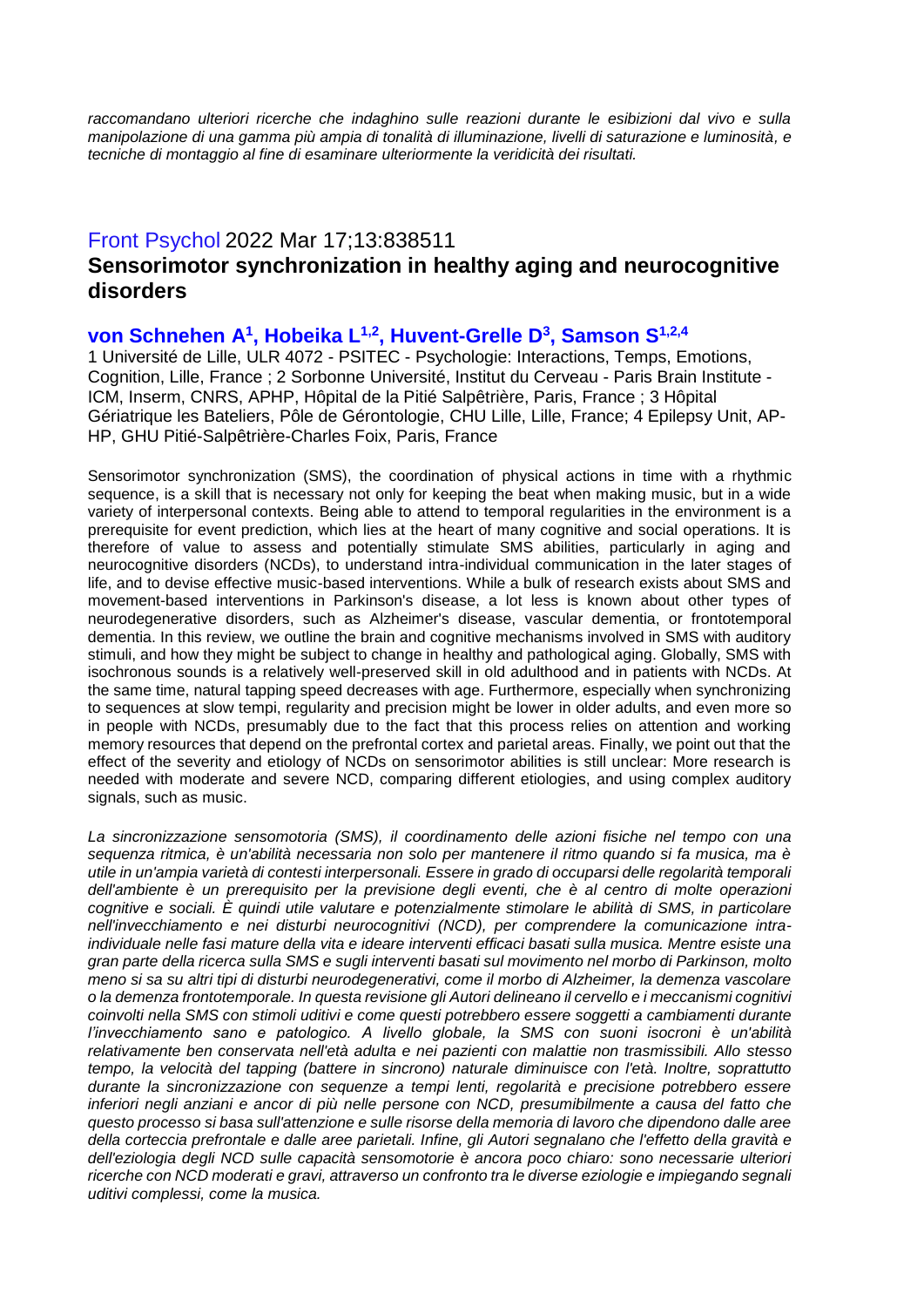*raccomandano ulteriori ricerche che indaghino sulle reazioni durante le esibizioni dal vivo e sulla manipolazione di una gamma più ampia di tonalità di illuminazione, livelli di saturazione e luminosità, e tecniche di montaggio al fine di esaminare ulteriormente la veridicità dei risultati.*

Front Psychol 2022 Mar 17;13:838511

## Sensorimotor synchronization in healthy aging and neurocognitive disorders

**von Schnehen A[1], Hobeika L[1,2], Huvent-Grelle D[3], Samson S[1,2,4]**

1 Université de Lille, ULR 4072 - PSITEC - Psychologie: Interactions, Temps, Emotions, Cognition, Lille, France ; 2 Sorbonne Université, Institut du Cerveau - Paris Brain Institute - ICM, Inserm, CNRS, APHP, Hôpital de la Pitié Salpêtrière, Paris, France ; 3 Hôpital Gériatrique les Bateliers, Pôle de Gérontologie, CHU Lille, Lille, France; 4 Epilepsy Unit, AP-HP, GHU Pitié-Salpêtrière-Charles Foix, Paris, France

Sensorimotor synchronization (SMS), the coordination of physical actions in time with a rhythmic sequence, is a skill that is necessary not only for keeping the beat when making music, but in a wide variety of interpersonal contexts. Being able to attend to temporal regularities in the environment is a prerequisite for event prediction, which lies at the heart of many cognitive and social operations. It is therefore of value to assess and potentially stimulate SMS abilities, particularly in aging and neurocognitive disorders (NCDs), to understand intra-individual communication in the later stages of life, and to devise effective music-based interventions. While a bulk of research exists about SMS and movement-based interventions in Parkinson's disease, a lot less is known about other types of neurodegenerative disorders, such as Alzheimer's disease, vascular dementia, or frontotemporal dementia. In this review, we outline the brain and cognitive mechanisms involved in SMS with auditory stimuli, and how they might be subject to change in healthy and pathological aging. Globally, SMS with isochronous sounds is a relatively well-preserved skill in old adulthood and in patients with NCDs. At the same time, natural tapping speed decreases with age. Furthermore, especially when synchronizing to sequences at slow tempi, regularity and precision might be lower in older adults, and even more so in people with NCDs, presumably due to the fact that this process relies on attention and working memory resources that depend on the prefrontal cortex and parietal areas. Finally, we point out that the effect of the severity and etiology of NCDs on sensorimotor abilities is still unclear: More research is needed with moderate and severe NCD, comparing different etiologies, and using complex auditory signals, such as music.

*La sincronizzazione sensomotoria (SMS), il coordinamento delle azioni fisiche nel tempo con una sequenza ritmica, è un'abilità necessaria non solo per mantenere il ritmo quando si fa musica, ma è utile in un'ampia varietà di contesti interpersonali. Essere in grado di occuparsi delle regolarità temporali dell'ambiente è un prerequisito per la previsione degli eventi, che è al centro di molte operazioni cognitive e sociali. È quindi utile valutare e potenzialmente stimolare le abilità di SMS, in particolare nell'invecchiamento e nei disturbi neurocognitivi (NCD), per comprendere la comunicazione intra-individuale nelle fasi mature della vita e ideare interventi efficaci basati sulla musica. Mentre esiste una gran parte della ricerca sulla SMS e sugli interventi basati sul movimento nel morbo di Parkinson, molto meno si sa su altri tipi di disturbi neurodegenerativi, come il morbo di Alzheimer, la demenza vascolare o la demenza frontotemporale. In questa revisione gli Autori delineano il cervello e i meccanismi cognitivi coinvolti nella SMS con stimoli uditivi e come questi potrebbero essere soggetti a cambiamenti durante l'invecchiamento sano e patologico. A livello globale, la SMS con suoni isocroni è un'abilità relativamente ben conservata nell'età adulta e nei pazienti con malattie non trasmissibili. Allo stesso tempo, la velocità del tapping (battere in sincrono) naturale diminuisce con l'età. Inoltre, soprattutto durante la sincronizzazione con sequenze a tempi lenti, regolarità e precisione potrebbero essere inferiori negli anziani e ancor di più nelle persone con NCD, presumibilmente a causa del fatto che questo processo si basa sull'attenzione e sulle risorse della memoria di lavoro che dipendono dalle aree della corteccia prefrontale e dalle aree parietali. Infine, gli Autori segnalano che l'effetto della gravità e dell'eziologia degli NCD sulle capacità sensomotorie è ancora poco chiaro: sono necessarie ulteriori ricerche con NCD moderati e gravi, attraverso un confronto tra le diverse eziologie e impiegando segnali uditivi complessi, come la musica.*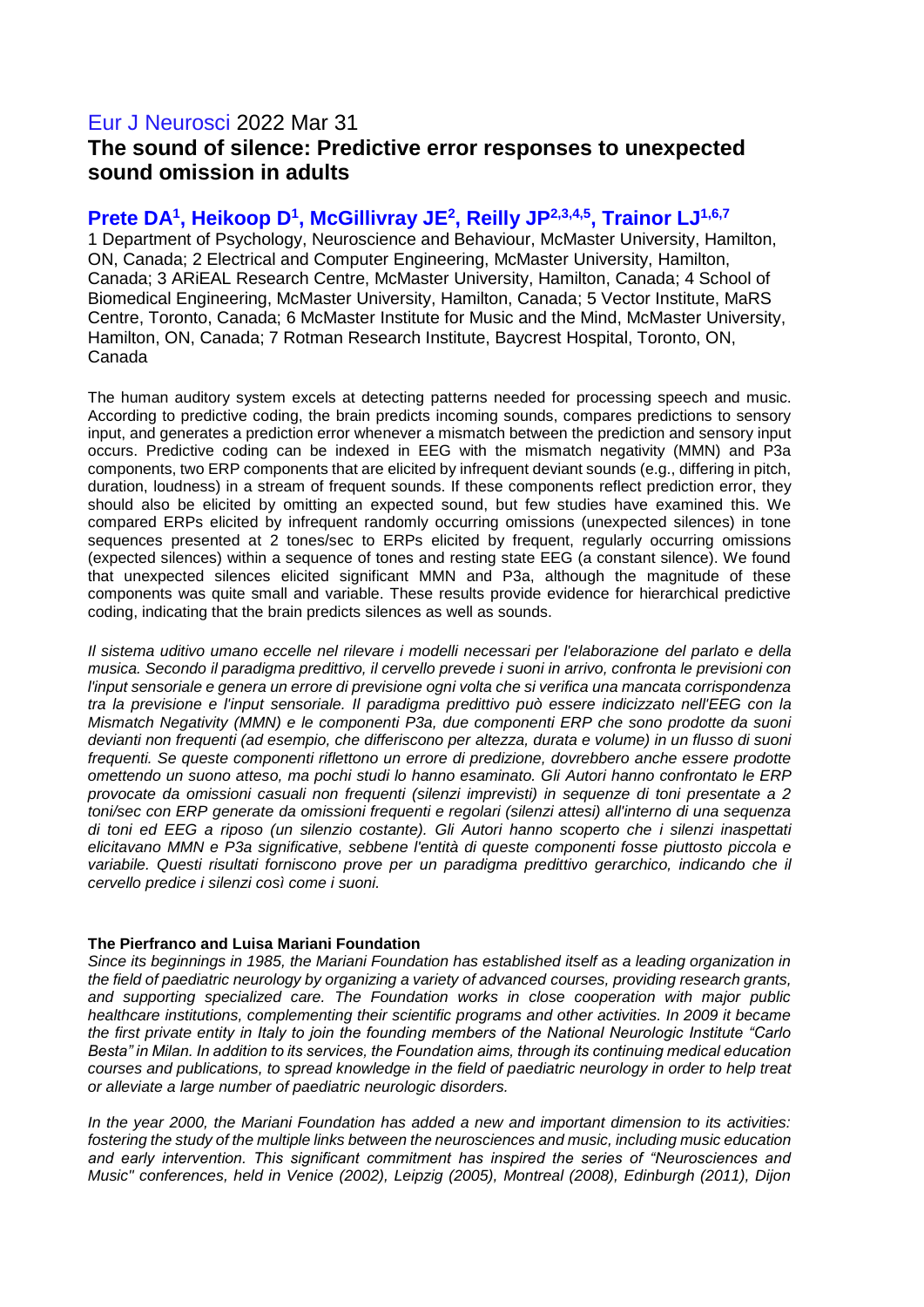Eur J Neurosci 2022 Mar 31

## The sound of silence: Predictive error responses to unexpected sound omission in adults

### Prete DA[1], Heikoop D[1], McGillivray JE[2], Reilly JP[2,3,4,5], Trainor LJ[1,6,7]

1 Department of Psychology, Neuroscience and Behaviour, McMaster University, Hamilton, ON, Canada; 2 Electrical and Computer Engineering, McMaster University, Hamilton, Canada; 3 ARiEAL Research Centre, McMaster University, Hamilton, Canada; 4 School of Biomedical Engineering, McMaster University, Hamilton, Canada; 5 Vector Institute, MaRS Centre, Toronto, Canada; 6 McMaster Institute for Music and the Mind, McMaster University, Hamilton, ON, Canada; 7 Rotman Research Institute, Baycrest Hospital, Toronto, ON, Canada

The human auditory system excels at detecting patterns needed for processing speech and music. According to predictive coding, the brain predicts incoming sounds, compares predictions to sensory input, and generates a prediction error whenever a mismatch between the prediction and sensory input occurs. Predictive coding can be indexed in EEG with the mismatch negativity (MMN) and P3a components, two ERP components that are elicited by infrequent deviant sounds (e.g., differing in pitch, duration, loudness) in a stream of frequent sounds. If these components reflect prediction error, they should also be elicited by omitting an expected sound, but few studies have examined this. We compared ERPs elicited by infrequent randomly occurring omissions (unexpected silences) in tone sequences presented at 2 tones/sec to ERPs elicited by frequent, regularly occurring omissions (expected silences) within a sequence of tones and resting state EEG (a constant silence). We found that unexpected silences elicited significant MMN and P3a, although the magnitude of these components was quite small and variable. These results provide evidence for hierarchical predictive coding, indicating that the brain predicts silences as well as sounds.

*Il sistema uditivo umano eccelle nel rilevare i modelli necessari per l'elaborazione del parlato e della musica. Secondo il paradigma predittivo, il cervello prevede i suoni in arrivo, confronta le previsioni con l'input sensoriale e genera un errore di previsione ogni volta che si verifica una mancata corrispondenza tra la previsione e l'input sensoriale. Il paradigma predittivo può essere indicizzato nell'EEG con la Mismatch Negativity (MMN) e le componenti P3a, due componenti ERP che sono prodotte da suoni devianti non frequenti (ad esempio, che differiscono per altezza, durata e volume) in un flusso di suoni frequenti. Se queste componenti riflettono un errore di predizione, dovrebbero anche essere prodotte omettendo un suono atteso, ma pochi studi lo hanno esaminato. Gli Autori hanno confrontato le ERP provocate da omissioni casuali non frequenti (silenzi imprevisti) in sequenze di toni presentate a 2 toni/sec con ERP generate da omissioni frequenti e regolari (silenzi attesi) all'interno di una sequenza di toni ed EEG a riposo (un silenzio costante). Gli Autori hanno scoperto che i silenzi inaspettati elicitavano MMN e P3a significative, sebbene l'entità di queste componenti fosse piuttosto piccola e variabile. Questi risultati forniscono prove per un paradigma predittivo gerarchico, indicando che il cervello predice i silenzi così come i suoni.*

**The Pierfranco and Luisa Mariani Foundation**

*Since its beginnings in 1985, the Mariani Foundation has established itself as a leading organization in the field of paediatric neurology by organizing a variety of advanced courses, providing research grants, and supporting specialized care. The Foundation works in close cooperation with major public healthcare institutions, complementing their scientific programs and other activities. In 2009 it became the first private entity in Italy to join the founding members of the National Neurologic Institute "Carlo Besta" in Milan. In addition to its services, the Foundation aims, through its continuing medical education courses and publications, to spread knowledge in the field of paediatric neurology in order to help treat or alleviate a large number of paediatric neurologic disorders.*

*In the year 2000, the Mariani Foundation has added a new and important dimension to its activities: fostering the study of the multiple links between the neurosciences and music, including music education and early intervention. This significant commitment has inspired the series of "Neurosciences and Music" conferences, held in Venice (2002), Leipzig (2005), Montreal (2008), Edinburgh (2011), Dijon*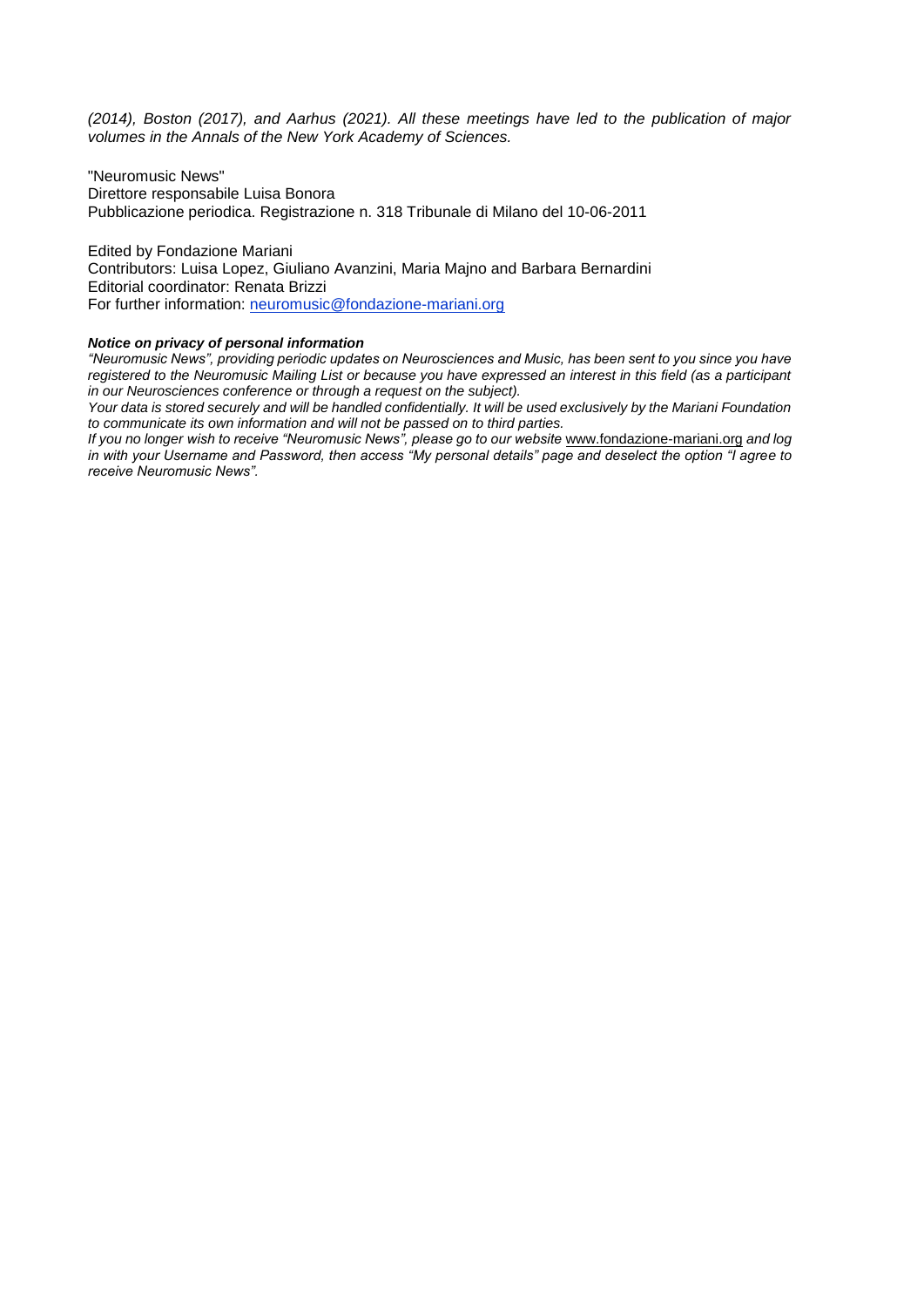*(2014), Boston (2017), and Aarhus (2021). All these meetings have led to the publication of major volumes in the Annals of the New York Academy of Sciences.*

"Neuromusic News"
Direttore responsabile Luisa Bonora
Pubblicazione periodica. Registrazione n. 318 Tribunale di Milano del 10-06-2011

Edited by Fondazione Mariani
Contributors: Luisa Lopez, Giuliano Avanzini, Maria Majno and Barbara Bernardini
Editorial coordinator: Renata Brizzi
For further information: neuromusic@fondazione-mariani.org

***Notice on privacy of personal information***

*"Neuromusic News", providing periodic updates on Neurosciences and Music, has been sent to you since you have registered to the Neuromusic Mailing List or because you have expressed an interest in this field (as a participant in our Neurosciences conference or through a request on the subject).*

*Your data is stored securely and will be handled confidentially. It will be used exclusively by the Mariani Foundation to communicate its own information and will not be passed on to third parties.*

*If you no longer wish to receive "Neuromusic News", please go to our website* www.fondazione-mariani.org *and log in with your Username and Password, then access "My personal details" page and deselect the option "I agree to receive Neuromusic News".*